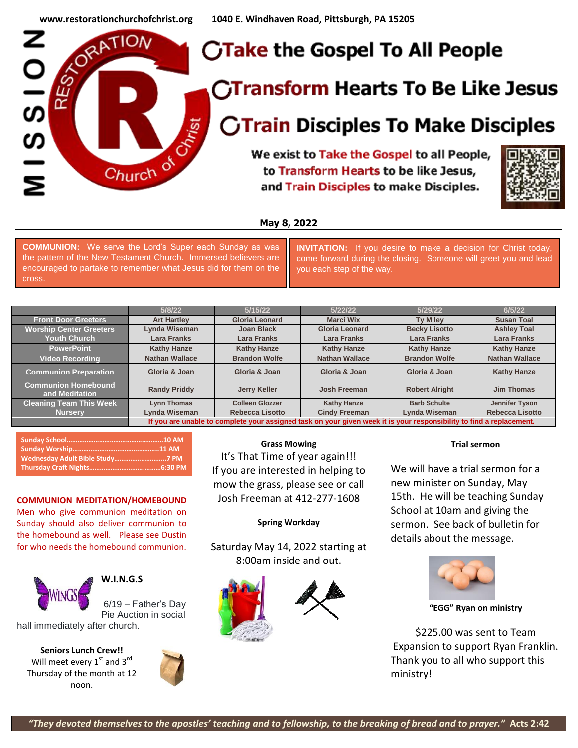www.restorationchurchofchrist.org 1040 E. Windhaven Road, Pittsburgh, PA 15205

MISSION

RESTORATION Church of Christ

# Take the Gospel To All People

# Transform Hearts To Be Like Jesus

# Train Disciples To Make Disciples

**We exist to Take the Gospel to all People, to Transform Hearts to be like Jesus, and Train Disciples to make Disciples.**

**May 8, 2022**

**COMMUNION:** We serve the Lord's Super each Sunday as was the pattern of the New Testament Church. Immersed believers are encouraged to partake to remember what Jesus did for them on the cross.

**INVITATION:** If you desire to make a decision for Christ today, come forward during the closing. Someone will greet you and lead you each step of the way.

| | 5/8/22 | 5/15/22 | 5/22/22 | 5/29/22 | 6/5/22 |
|---|---|---|---|---|---|
| Front Door Greeters | Art Hartley | Gloria Leonard | Marci Wix | Ty Miley | Susan Toal |
| Worship Center Greeters | Lynda Wiseman | Joan Black | Gloria Leonard | Becky Lisotto | Ashley Toal |
| Youth Church | Lara Franks | Lara Franks | Lara Franks | Lara Franks | Lara Franks |
| PowerPoint | Kathy Hanze | Kathy Hanze | Kathy Hanze | Kathy Hanze | Kathy Hanze |
| Video Recording | Nathan Wallace | Brandon Wolfe | Nathan Wallace | Brandon Wolfe | Nathan Wallace |
| Communion Preparation | Gloria & Joan | Gloria & Joan | Gloria & Joan | Gloria & Joan | Kathy Hanze |
| Communion Homebound and Meditation | Randy Priddy | Jerry Keller | Josh Freeman | Robert Alright | Jim Thomas |
| Cleaning Team This Week | Lynn Thomas | Colleen Glozzer | Kathy Hanze | Barb Schulte | Jennifer Tyson |
| Nursery | Lynda Wiseman | Rebecca Lisotto | Cindy Freeman | Lynda Wiseman | Rebecca Lisotto |
| | If you are unable to complete your assigned task on your given week it is your responsibility to find a replacement. | | | | |

**Sunday School……………………………………………10 AM**
**Sunday Worship………………………………………….11 AM**
**Wednesday Adult Bible Study……………………….7 PM**
**Thursday Craft Nights………………………………..6:30 PM**

**COMMUNION MEDITATION/HOMEBOUND**

Men who give communion meditation on Sunday should also deliver communion to the homebound as well. Please see Dustin for who needs the homebound communion.

**W.I.N.G.S**

6/19 – Father's Day Pie Auction in social hall immediately after church.

**Seniors Lunch Crew!!**

Will meet every 1st and 3rd Thursday of the month at 12 noon.

**Grass Mowing**

It's That Time of year again!!! If you are interested in helping to mow the grass, please see or call Josh Freeman at 412-277-1608

**Spring Workday**

Saturday May 14, 2022 starting at 8:00am inside and out.

**Trial sermon**

We will have a trial sermon for a new minister on Sunday, May 15th. He will be teaching Sunday School at 10am and giving the sermon. See back of bulletin for details about the message.

**"EGG" Ryan on ministry**

$225.00 was sent to Team Expansion to support Ryan Franklin. Thank you to all who support this ministry!

***"They devoted themselves to the apostles' teaching and to fellowship, to the breaking of bread and to prayer."* Acts 2:42**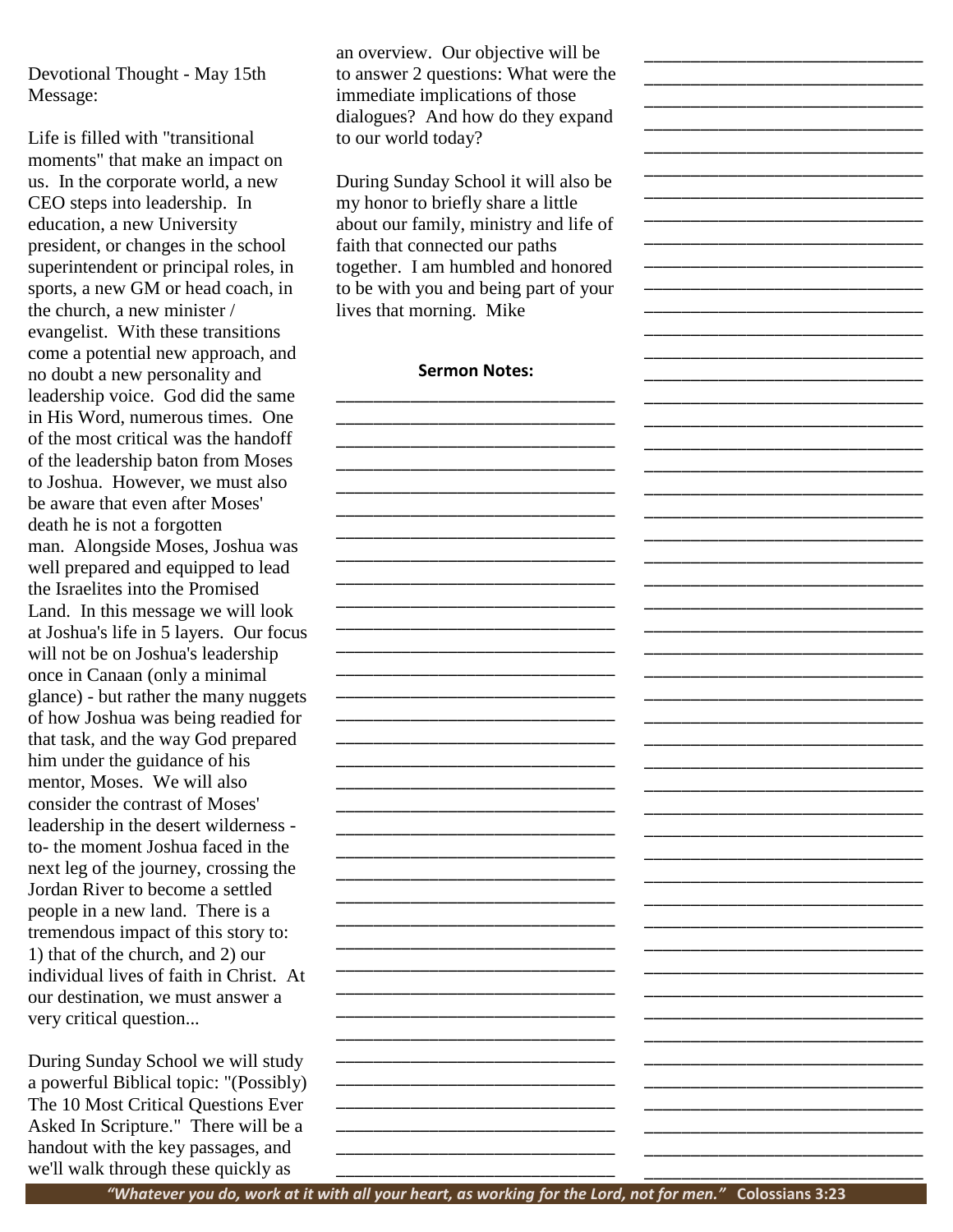Devotional Thought - May 15th Message:

Life is filled with "transitional moments" that make an impact on us. In the corporate world, a new CEO steps into leadership. In education, a new University president, or changes in the school superintendent or principal roles, in sports, a new GM or head coach, in the church, a new minister / evangelist. With these transitions come a potential new approach, and no doubt a new personality and leadership voice. God did the same in His Word, numerous times. One of the most critical was the handoff of the leadership baton from Moses to Joshua. However, we must also be aware that even after Moses' death he is not a forgotten man. Alongside Moses, Joshua was well prepared and equipped to lead the Israelites into the Promised Land. In this message we will look at Joshua's life in 5 layers. Our focus will not be on Joshua's leadership once in Canaan (only a minimal glance) - but rather the many nuggets of how Joshua was being readied for that task, and the way God prepared him under the guidance of his mentor, Moses. We will also consider the contrast of Moses' leadership in the desert wilderness - to- the moment Joshua faced in the next leg of the journey, crossing the Jordan River to become a settled people in a new land. There is a tremendous impact of this story to: 1) that of the church, and 2) our individual lives of faith in Christ. At our destination, we must answer a very critical question...

During Sunday School we will study a powerful Biblical topic: "(Possibly) The 10 Most Critical Questions Ever Asked In Scripture." There will be a handout with the key passages, and we'll walk through these quickly as an overview. Our objective will be to answer 2 questions: What were the immediate implications of those dialogues? And how do they expand to our world today?

During Sunday School it will also be my honor to briefly share a little about our family, ministry and life of faith that connected our paths together. I am humbled and honored to be with you and being part of your lives that morning. Mike

**Sermon Notes:**

*"Whatever you do, work at it with all your heart, as working for the Lord, not for men."* **Colossians 3:23**